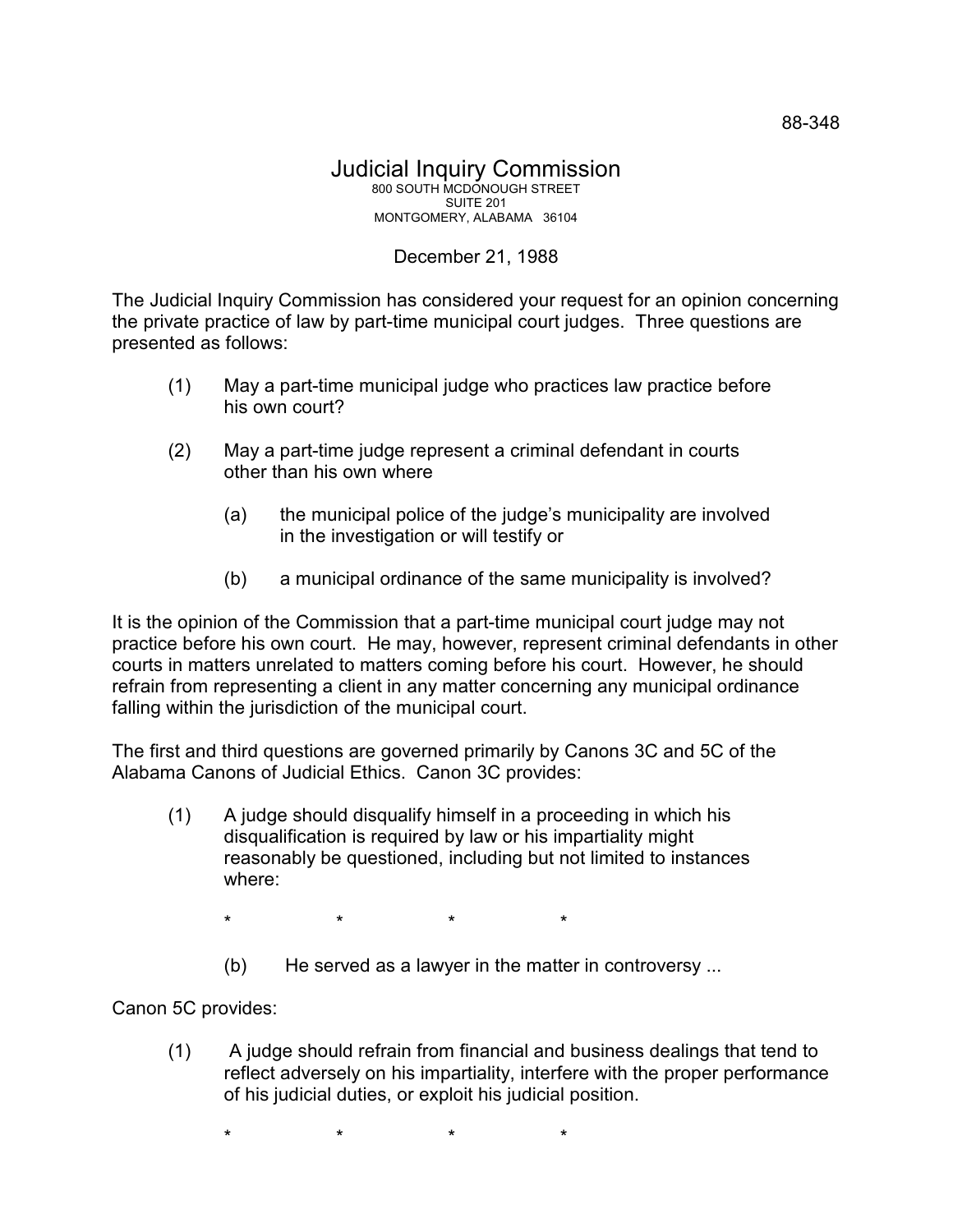88-348

# Judicial Inquiry Commission

800 SOUTH MCDONOUGH STREET
SUITE 201
MONTGOMERY, ALABAMA 36104

December 21, 1988

The Judicial Inquiry Commission has considered your request for an opinion concerning the private practice of law by part-time municipal court judges. Three questions are presented as follows:

(1) May a part-time municipal judge who practices law practice before his own court?

(2) May a part-time judge represent a criminal defendant in courts other than his own where

(a) the municipal police of the judge's municipality are involved in the investigation or will testify or

(b) a municipal ordinance of the same municipality is involved?

It is the opinion of the Commission that a part-time municipal court judge may not practice before his own court. He may, however, represent criminal defendants in other courts in matters unrelated to matters coming before his court. However, he should refrain from representing a client in any matter concerning any municipal ordinance falling within the jurisdiction of the municipal court.

The first and third questions are governed primarily by Canons 3C and 5C of the Alabama Canons of Judicial Ethics. Canon 3C provides:

> (1) A judge should disqualify himself in a proceeding in which his disqualification is required by law or his impartiality might reasonably be questioned, including but not limited to instances where:
>
> \* \* \* \*
>
> (b) He served as a lawyer in the matter in controversy ...

Canon 5C provides:

> (1) A judge should refrain from financial and business dealings that tend to reflect adversely on his impartiality, interfere with the proper performance of his judicial duties, or exploit his judicial position.
>
> \* \* \* \*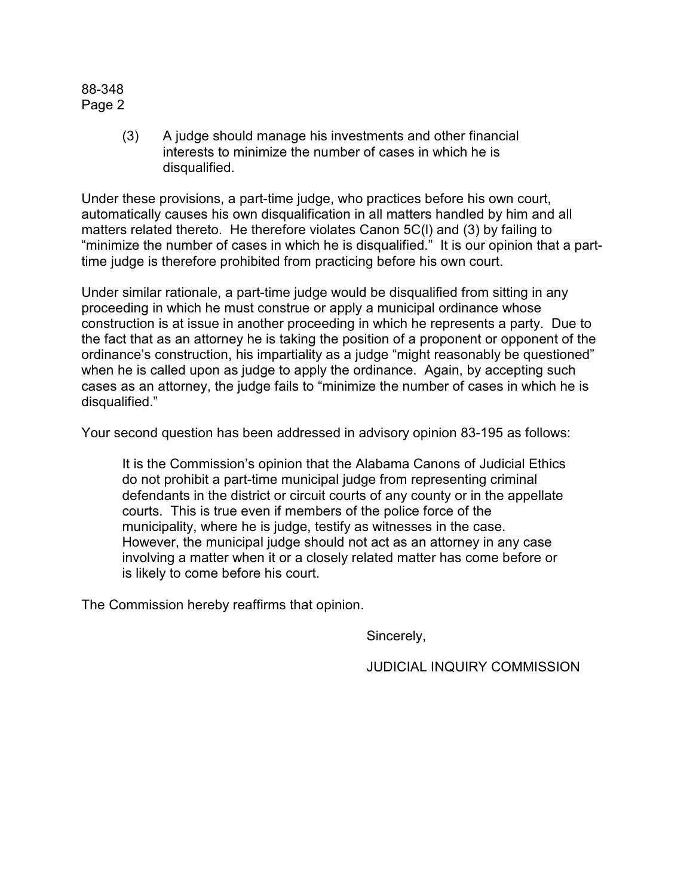(3) A judge should manage his investments and other financial interests to minimize the number of cases in which he is disqualified.

Under these provisions, a part-time judge, who practices before his own court, automatically causes his own disqualification in all matters handled by him and all matters related thereto. He therefore violates Canon 5C(l) and (3) by failing to "minimize the number of cases in which he is disqualified." It is our opinion that a part-time judge is therefore prohibited from practicing before his own court.

Under similar rationale, a part-time judge would be disqualified from sitting in any proceeding in which he must construe or apply a municipal ordinance whose construction is at issue in another proceeding in which he represents a party. Due to the fact that as an attorney he is taking the position of a proponent or opponent of the ordinance's construction, his impartiality as a judge "might reasonably be questioned" when he is called upon as judge to apply the ordinance. Again, by accepting such cases as an attorney, the judge fails to "minimize the number of cases in which he is disqualified."

Your second question has been addressed in advisory opinion 83-195 as follows:

> It is the Commission's opinion that the Alabama Canons of Judicial Ethics do not prohibit a part-time municipal judge from representing criminal defendants in the district or circuit courts of any county or in the appellate courts. This is true even if members of the police force of the municipality, where he is judge, testify as witnesses in the case. However, the municipal judge should not act as an attorney in any case involving a matter when it or a closely related matter has come before or is likely to come before his court.

The Commission hereby reaffirms that opinion.

Sincerely,

JUDICIAL INQUIRY COMMISSION